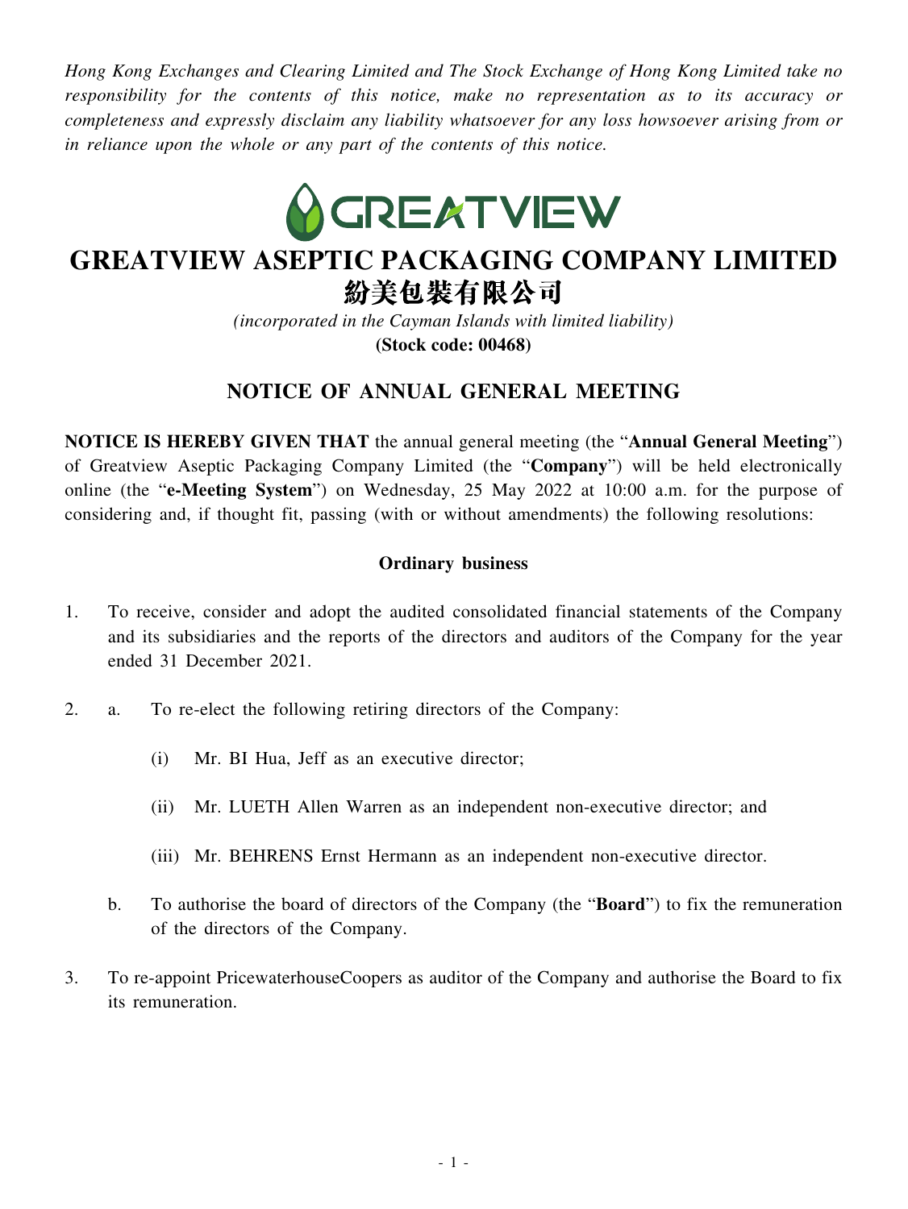*Hong Kong Exchanges and Clearing Limited and The Stock Exchange of Hong Kong Limited take no responsibility for the contents of this notice, make no representation as to its accuracy or completeness and expressly disclaim any liability whatsoever for any loss howsoever arising from or in reliance upon the whole or any part of the contents of this notice.*

# GREATVIEW ASEPTIC PACKAGING COMPANY LIMITED
# 紛美包裝有限公司

*(incorporated in the Cayman Islands with limited liability)*

**(Stock code: 00468)**

## NOTICE OF ANNUAL GENERAL MEETING

**NOTICE IS HEREBY GIVEN THAT** the annual general meeting (the "**Annual General Meeting**") of Greatview Aseptic Packaging Company Limited (the "**Company**") will be held electronically online (the "**e-Meeting System**") on Wednesday, 25 May 2022 at 10:00 a.m. for the purpose of considering and, if thought fit, passing (with or without amendments) the following resolutions:

### Ordinary business

1. To receive, consider and adopt the audited consolidated financial statements of the Company and its subsidiaries and the reports of the directors and auditors of the Company for the year ended 31 December 2021.

2. a. To re-elect the following retiring directors of the Company:

   (i) Mr. BI Hua, Jeff as an executive director;

   (ii) Mr. LUETH Allen Warren as an independent non-executive director; and

   (iii) Mr. BEHRENS Ernst Hermann as an independent non-executive director.

   b. To authorise the board of directors of the Company (the "**Board**") to fix the remuneration of the directors of the Company.

3. To re-appoint PricewaterhouseCoopers as auditor of the Company and authorise the Board to fix its remuneration.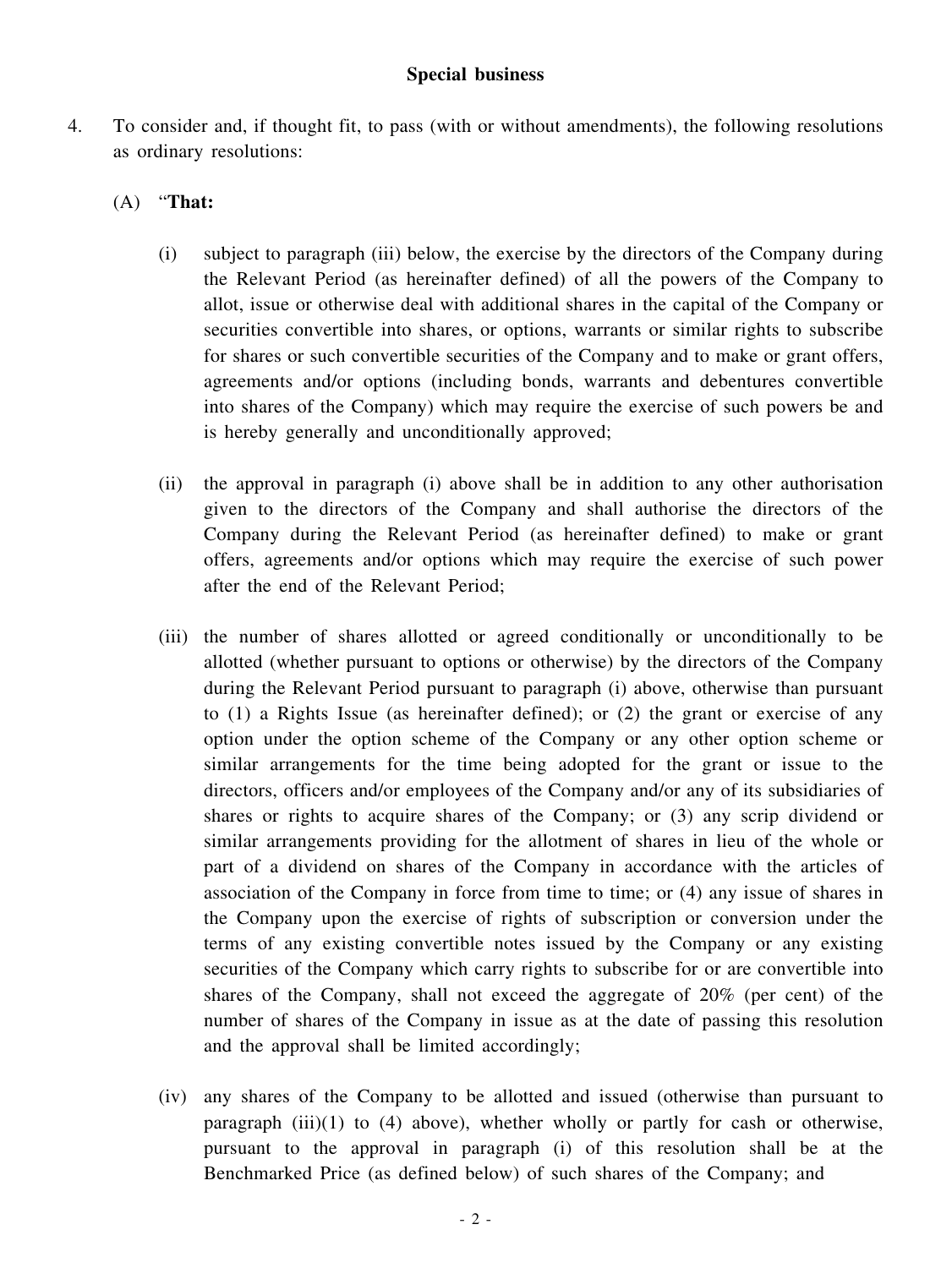**Special business**

4. To consider and, if thought fit, to pass (with or without amendments), the following resolutions as ordinary resolutions:

   (A) "**That:**

   (i) subject to paragraph (iii) below, the exercise by the directors of the Company during the Relevant Period (as hereinafter defined) of all the powers of the Company to allot, issue or otherwise deal with additional shares in the capital of the Company or securities convertible into shares, or options, warrants or similar rights to subscribe for shares or such convertible securities of the Company and to make or grant offers, agreements and/or options (including bonds, warrants and debentures convertible into shares of the Company) which may require the exercise of such powers be and is hereby generally and unconditionally approved;

   (ii) the approval in paragraph (i) above shall be in addition to any other authorisation given to the directors of the Company and shall authorise the directors of the Company during the Relevant Period (as hereinafter defined) to make or grant offers, agreements and/or options which may require the exercise of such power after the end of the Relevant Period;

   (iii) the number of shares allotted or agreed conditionally or unconditionally to be allotted (whether pursuant to options or otherwise) by the directors of the Company during the Relevant Period pursuant to paragraph (i) above, otherwise than pursuant to (1) a Rights Issue (as hereinafter defined); or (2) the grant or exercise of any option under the option scheme of the Company or any other option scheme or similar arrangements for the time being adopted for the grant or issue to the directors, officers and/or employees of the Company and/or any of its subsidiaries of shares or rights to acquire shares of the Company; or (3) any scrip dividend or similar arrangements providing for the allotment of shares in lieu of the whole or part of a dividend on shares of the Company in accordance with the articles of association of the Company in force from time to time; or (4) any issue of shares in the Company upon the exercise of rights of subscription or conversion under the terms of any existing convertible notes issued by the Company or any existing securities of the Company which carry rights to subscribe for or are convertible into shares of the Company, shall not exceed the aggregate of 20% (per cent) of the number of shares of the Company in issue as at the date of passing this resolution and the approval shall be limited accordingly;

   (iv) any shares of the Company to be allotted and issued (otherwise than pursuant to paragraph (iii)(1) to (4) above), whether wholly or partly for cash or otherwise, pursuant to the approval in paragraph (i) of this resolution shall be at the Benchmarked Price (as defined below) of such shares of the Company; and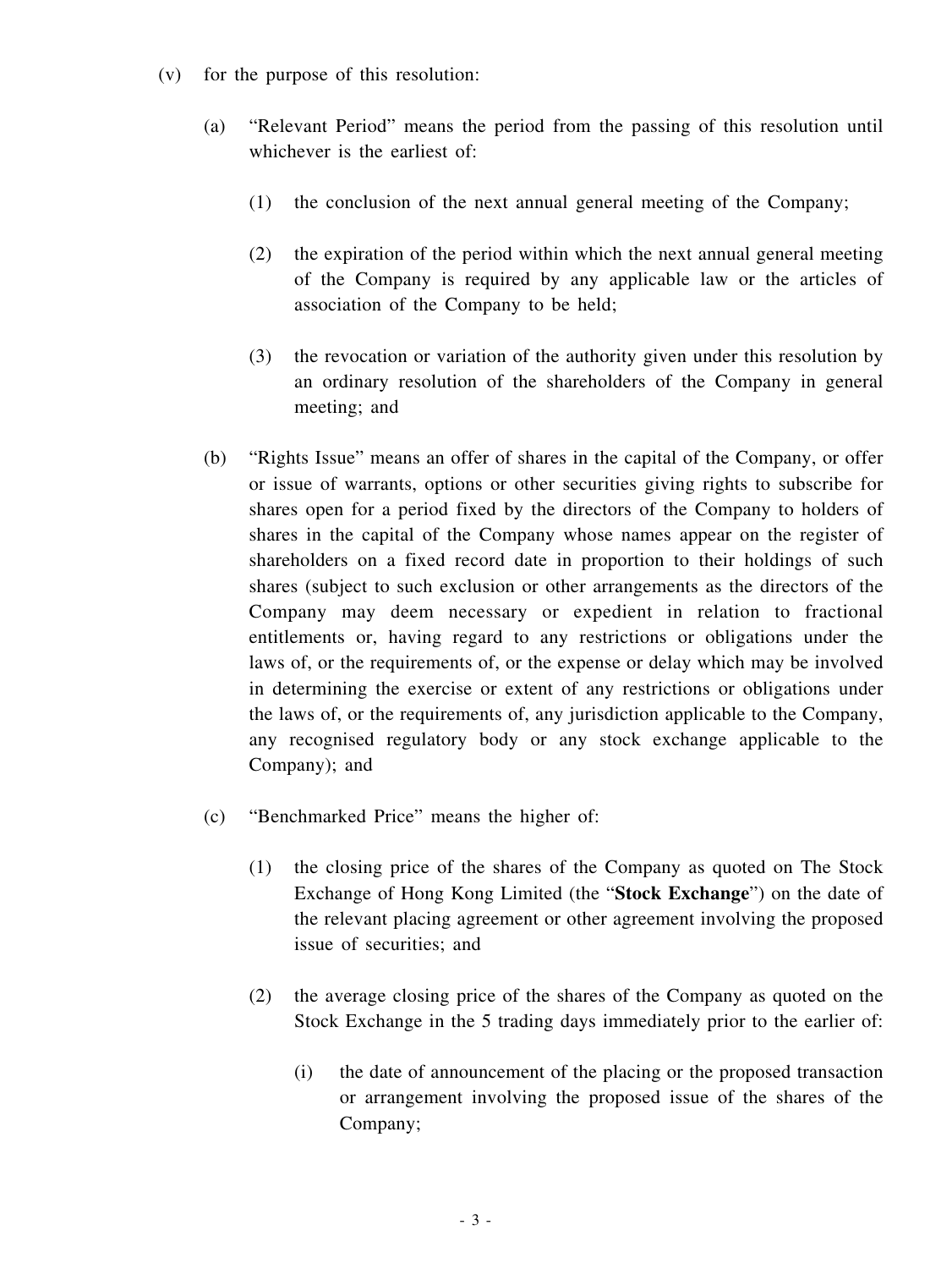(v) for the purpose of this resolution:

(a) "Relevant Period" means the period from the passing of this resolution until whichever is the earliest of:

(1) the conclusion of the next annual general meeting of the Company;

(2) the expiration of the period within which the next annual general meeting of the Company is required by any applicable law or the articles of association of the Company to be held;

(3) the revocation or variation of the authority given under this resolution by an ordinary resolution of the shareholders of the Company in general meeting; and

(b) "Rights Issue" means an offer of shares in the capital of the Company, or offer or issue of warrants, options or other securities giving rights to subscribe for shares open for a period fixed by the directors of the Company to holders of shares in the capital of the Company whose names appear on the register of shareholders on a fixed record date in proportion to their holdings of such shares (subject to such exclusion or other arrangements as the directors of the Company may deem necessary or expedient in relation to fractional entitlements or, having regard to any restrictions or obligations under the laws of, or the requirements of, or the expense or delay which may be involved in determining the exercise or extent of any restrictions or obligations under the laws of, or the requirements of, any jurisdiction applicable to the Company, any recognised regulatory body or any stock exchange applicable to the Company); and

(c) "Benchmarked Price" means the higher of:

(1) the closing price of the shares of the Company as quoted on The Stock Exchange of Hong Kong Limited (the "**Stock Exchange**") on the date of the relevant placing agreement or other agreement involving the proposed issue of securities; and

(2) the average closing price of the shares of the Company as quoted on the Stock Exchange in the 5 trading days immediately prior to the earlier of:

(i) the date of announcement of the placing or the proposed transaction or arrangement involving the proposed issue of the shares of the Company;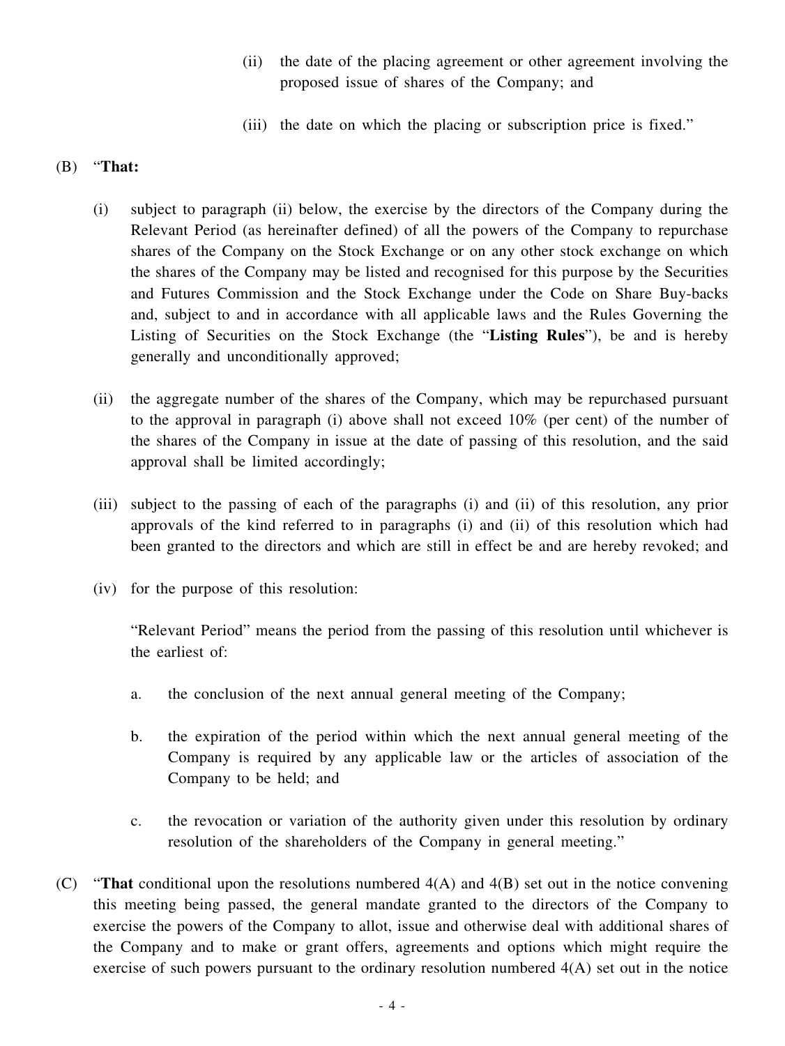(ii) the date of the placing agreement or other agreement involving the proposed issue of shares of the Company; and

(iii) the date on which the placing or subscription price is fixed."

(B) "**That:**

(i) subject to paragraph (ii) below, the exercise by the directors of the Company during the Relevant Period (as hereinafter defined) of all the powers of the Company to repurchase shares of the Company on the Stock Exchange or on any other stock exchange on which the shares of the Company may be listed and recognised for this purpose by the Securities and Futures Commission and the Stock Exchange under the Code on Share Buy-backs and, subject to and in accordance with all applicable laws and the Rules Governing the Listing of Securities on the Stock Exchange (the "**Listing Rules**"), be and is hereby generally and unconditionally approved;

(ii) the aggregate number of the shares of the Company, which may be repurchased pursuant to the approval in paragraph (i) above shall not exceed 10% (per cent) of the number of the shares of the Company in issue at the date of passing of this resolution, and the said approval shall be limited accordingly;

(iii) subject to the passing of each of the paragraphs (i) and (ii) of this resolution, any prior approvals of the kind referred to in paragraphs (i) and (ii) of this resolution which had been granted to the directors and which are still in effect be and are hereby revoked; and

(iv) for the purpose of this resolution:

"Relevant Period" means the period from the passing of this resolution until whichever is the earliest of:

a. the conclusion of the next annual general meeting of the Company;

b. the expiration of the period within which the next annual general meeting of the Company is required by any applicable law or the articles of association of the Company to be held; and

c. the revocation or variation of the authority given under this resolution by ordinary resolution of the shareholders of the Company in general meeting."

(C) "**That** conditional upon the resolutions numbered 4(A) and 4(B) set out in the notice convening this meeting being passed, the general mandate granted to the directors of the Company to exercise the powers of the Company to allot, issue and otherwise deal with additional shares of the Company and to make or grant offers, agreements and options which might require the exercise of such powers pursuant to the ordinary resolution numbered 4(A) set out in the notice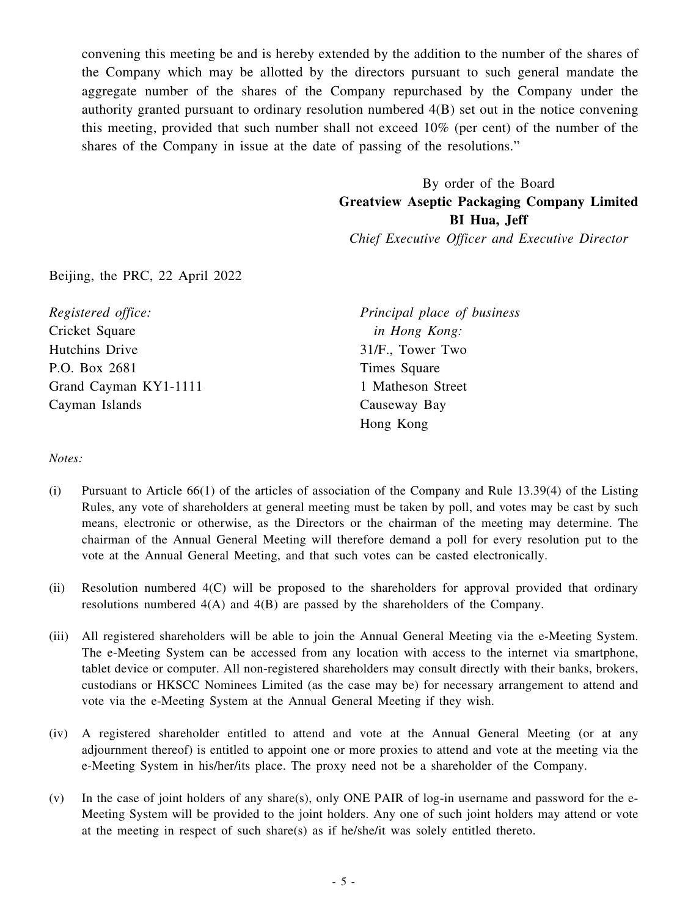convening this meeting be and is hereby extended by the addition to the number of the shares of the Company which may be allotted by the directors pursuant to such general mandate the aggregate number of the shares of the Company repurchased by the Company under the authority granted pursuant to ordinary resolution numbered 4(B) set out in the notice convening this meeting, provided that such number shall not exceed 10% (per cent) of the number of the shares of the Company in issue at the date of passing of the resolutions."

By order of the Board
**Greatview Aseptic Packaging Company Limited**
**BI Hua, Jeff**
*Chief Executive Officer and Executive Director*

Beijing, the PRC, 22 April 2022

*Registered office:*
Cricket Square
Hutchins Drive
P.O. Box 2681
Grand Cayman KY1-1111
Cayman Islands

*Principal place of business in Hong Kong:*
31/F., Tower Two
Times Square
1 Matheson Street
Causeway Bay
Hong Kong

*Notes:*

(i) Pursuant to Article 66(1) of the articles of association of the Company and Rule 13.39(4) of the Listing Rules, any vote of shareholders at general meeting must be taken by poll, and votes may be cast by such means, electronic or otherwise, as the Directors or the chairman of the meeting may determine. The chairman of the Annual General Meeting will therefore demand a poll for every resolution put to the vote at the Annual General Meeting, and that such votes can be casted electronically.

(ii) Resolution numbered 4(C) will be proposed to the shareholders for approval provided that ordinary resolutions numbered 4(A) and 4(B) are passed by the shareholders of the Company.

(iii) All registered shareholders will be able to join the Annual General Meeting via the e-Meeting System. The e-Meeting System can be accessed from any location with access to the internet via smartphone, tablet device or computer. All non-registered shareholders may consult directly with their banks, brokers, custodians or HKSCC Nominees Limited (as the case may be) for necessary arrangement to attend and vote via the e-Meeting System at the Annual General Meeting if they wish.

(iv) A registered shareholder entitled to attend and vote at the Annual General Meeting (or at any adjournment thereof) is entitled to appoint one or more proxies to attend and vote at the meeting via the e-Meeting System in his/her/its place. The proxy need not be a shareholder of the Company.

(v) In the case of joint holders of any share(s), only ONE PAIR of log-in username and password for the e-Meeting System will be provided to the joint holders. Any one of such joint holders may attend or vote at the meeting in respect of such share(s) as if he/she/it was solely entitled thereto.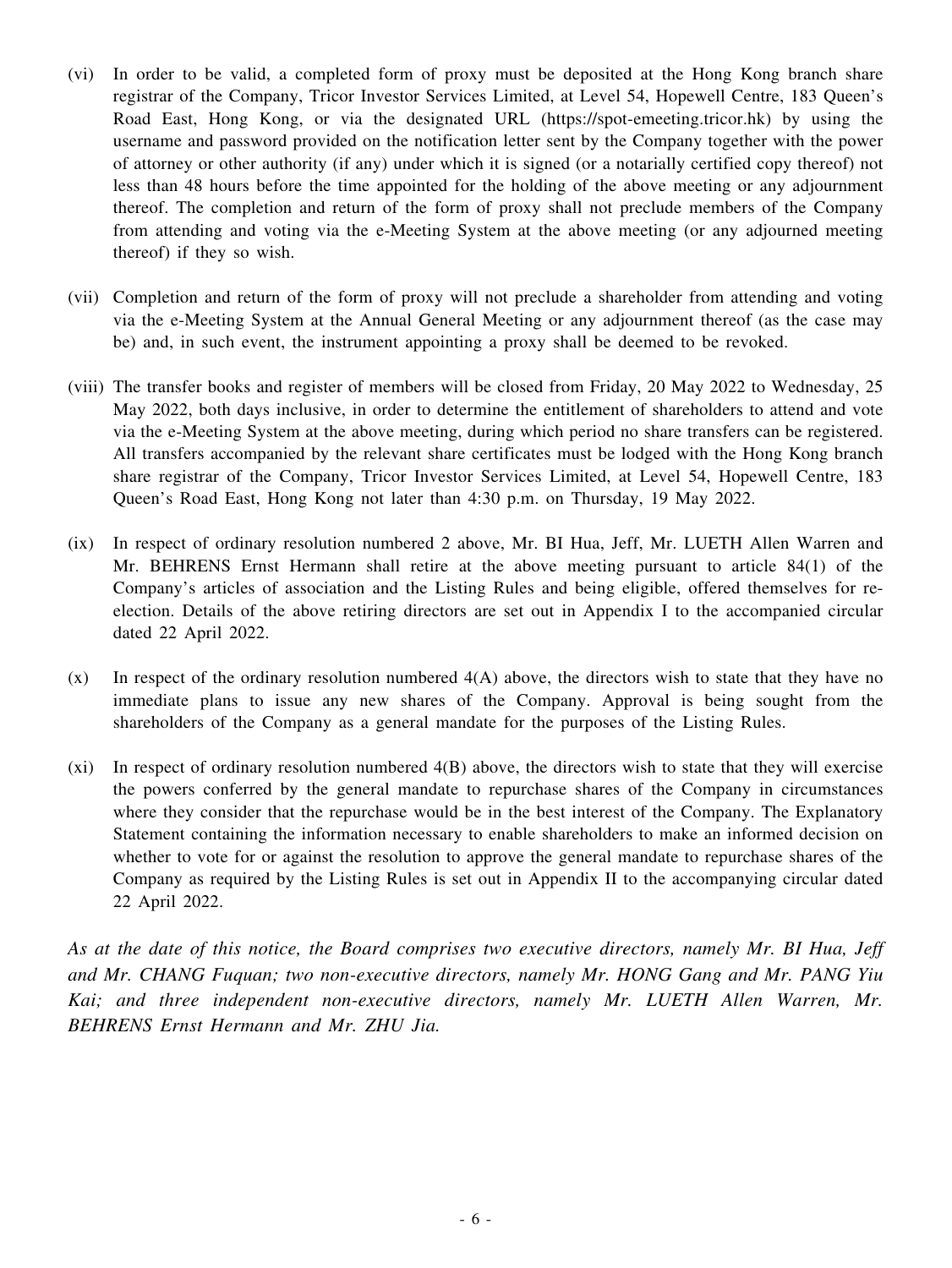(vi) In order to be valid, a completed form of proxy must be deposited at the Hong Kong branch share registrar of the Company, Tricor Investor Services Limited, at Level 54, Hopewell Centre, 183 Queen's Road East, Hong Kong, or via the designated URL (https://spot-emeeting.tricor.hk) by using the username and password provided on the notification letter sent by the Company together with the power of attorney or other authority (if any) under which it is signed (or a notarially certified copy thereof) not less than 48 hours before the time appointed for the holding of the above meeting or any adjournment thereof. The completion and return of the form of proxy shall not preclude members of the Company from attending and voting via the e-Meeting System at the above meeting (or any adjourned meeting thereof) if they so wish.

(vii) Completion and return of the form of proxy will not preclude a shareholder from attending and voting via the e-Meeting System at the Annual General Meeting or any adjournment thereof (as the case may be) and, in such event, the instrument appointing a proxy shall be deemed to be revoked.

(viii) The transfer books and register of members will be closed from Friday, 20 May 2022 to Wednesday, 25 May 2022, both days inclusive, in order to determine the entitlement of shareholders to attend and vote via the e-Meeting System at the above meeting, during which period no share transfers can be registered. All transfers accompanied by the relevant share certificates must be lodged with the Hong Kong branch share registrar of the Company, Tricor Investor Services Limited, at Level 54, Hopewell Centre, 183 Queen's Road East, Hong Kong not later than 4:30 p.m. on Thursday, 19 May 2022.

(ix) In respect of ordinary resolution numbered 2 above, Mr. BI Hua, Jeff, Mr. LUETH Allen Warren and Mr. BEHRENS Ernst Hermann shall retire at the above meeting pursuant to article 84(1) of the Company's articles of association and the Listing Rules and being eligible, offered themselves for re-election. Details of the above retiring directors are set out in Appendix I to the accompanied circular dated 22 April 2022.

(x) In respect of the ordinary resolution numbered 4(A) above, the directors wish to state that they have no immediate plans to issue any new shares of the Company. Approval is being sought from the shareholders of the Company as a general mandate for the purposes of the Listing Rules.

(xi) In respect of ordinary resolution numbered 4(B) above, the directors wish to state that they will exercise the powers conferred by the general mandate to repurchase shares of the Company in circumstances where they consider that the repurchase would be in the best interest of the Company. The Explanatory Statement containing the information necessary to enable shareholders to make an informed decision on whether to vote for or against the resolution to approve the general mandate to repurchase shares of the Company as required by the Listing Rules is set out in Appendix II to the accompanying circular dated 22 April 2022.

*As at the date of this notice, the Board comprises two executive directors, namely Mr. BI Hua, Jeff and Mr. CHANG Fuquan; two non-executive directors, namely Mr. HONG Gang and Mr. PANG Yiu Kai; and three independent non-executive directors, namely Mr. LUETH Allen Warren, Mr. BEHRENS Ernst Hermann and Mr. ZHU Jia.*